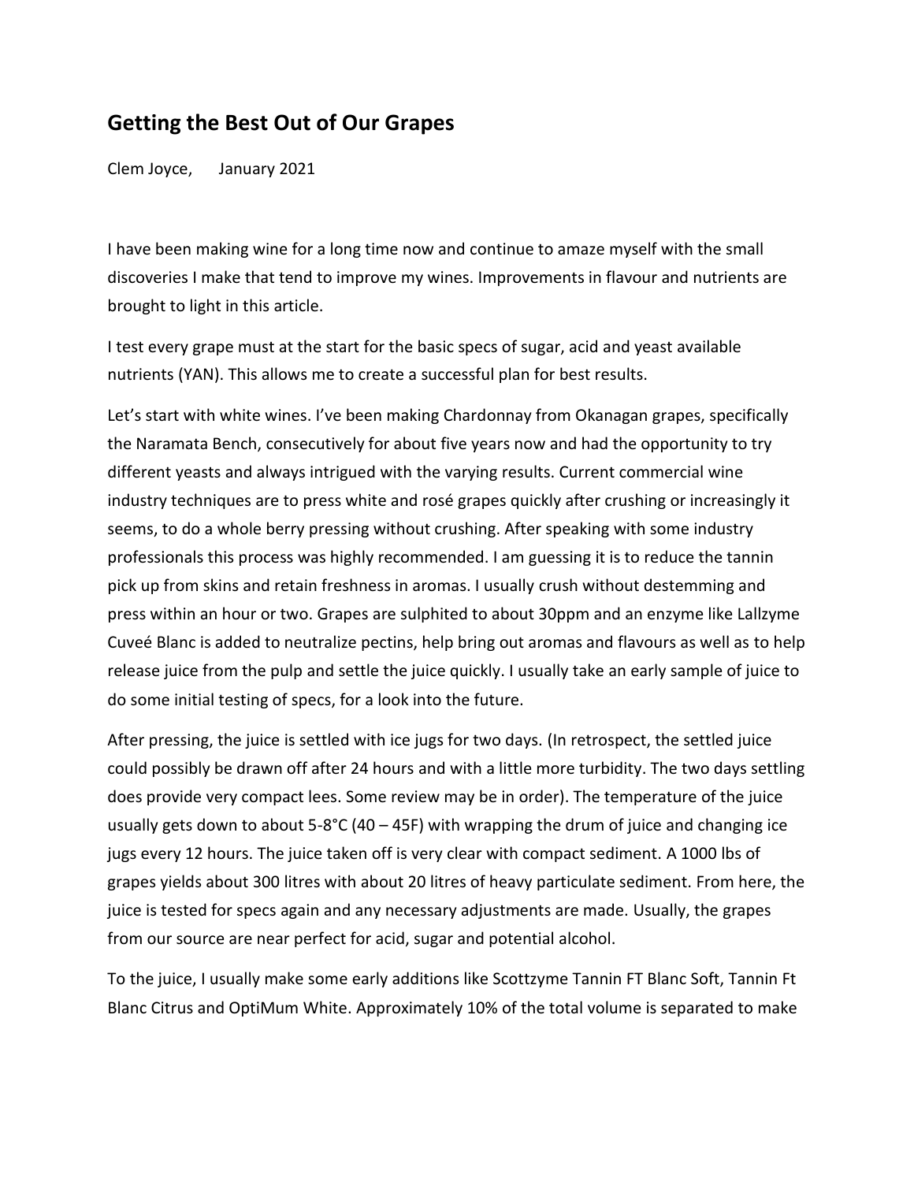## Getting the Best Out of Our Grapes

Clem Joyce, January 2021

I have been making wine for a long time now and continue to amaze myself with the small discoveries I make that tend to improve my wines. Improvements in flavour and nutrients are brought to light in this article.

I test every grape must at the start for the basic specs of sugar, acid and yeast available nutrients (YAN). This allows me to create a successful plan for best results.

Let's start with white wines. I've been making Chardonnay from Okanagan grapes, specifically the Naramata Bench, consecutively for about five years now and had the opportunity to try different yeasts and always intrigued with the varying results. Current commercial wine industry techniques are to press white and rosé grapes quickly after crushing or increasingly it seems, to do a whole berry pressing without crushing. After speaking with some industry professionals this process was highly recommended. I am guessing it is to reduce the tannin pick up from skins and retain freshness in aromas. I usually crush without destemming and press within an hour or two. Grapes are sulphited to about 30ppm and an enzyme like Lallzyme Cuveé Blanc is added to neutralize pectins, help bring out aromas and flavours as well as to help release juice from the pulp and settle the juice quickly. I usually take an early sample of juice to do some initial testing of specs, for a look into the future.

After pressing, the juice is settled with ice jugs for two days. (In retrospect, the settled juice could possibly be drawn off after 24 hours and with a little more turbidity. The two days settling does provide very compact lees. Some review may be in order). The temperature of the juice usually gets down to about 5-8°C (40 – 45F) with wrapping the drum of juice and changing ice jugs every 12 hours. The juice taken off is very clear with compact sediment. A 1000 lbs of grapes yields about 300 litres with about 20 litres of heavy particulate sediment. From here, the juice is tested for specs again and any necessary adjustments are made. Usually, the grapes from our source are near perfect for acid, sugar and potential alcohol.

To the juice, I usually make some early additions like Scottzyme Tannin FT Blanc Soft, Tannin Ft Blanc Citrus and OptiMum White. Approximately 10% of the total volume is separated to make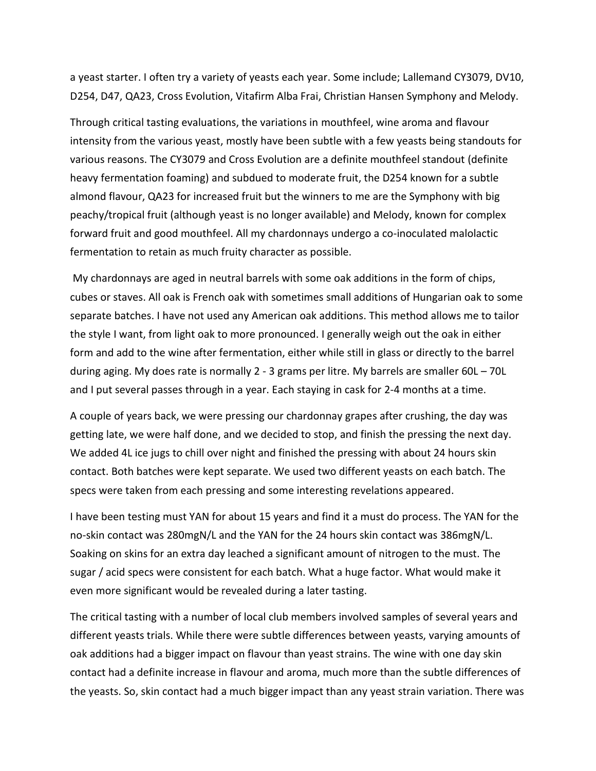a yeast starter. I often try a variety of yeasts each year. Some include; Lallemand CY3079, DV10, D254, D47, QA23, Cross Evolution, Vitafirm Alba Frai, Christian Hansen Symphony and Melody.

Through critical tasting evaluations, the variations in mouthfeel, wine aroma and flavour intensity from the various yeast, mostly have been subtle with a few yeasts being standouts for various reasons. The CY3079 and Cross Evolution are a definite mouthfeel standout (definite heavy fermentation foaming) and subdued to moderate fruit, the D254 known for a subtle almond flavour, QA23 for increased fruit but the winners to me are the Symphony with big peachy/tropical fruit (although yeast is no longer available) and Melody, known for complex forward fruit and good mouthfeel. All my chardonnays undergo a co-inoculated malolactic fermentation to retain as much fruity character as possible.

My chardonnays are aged in neutral barrels with some oak additions in the form of chips, cubes or staves. All oak is French oak with sometimes small additions of Hungarian oak to some separate batches. I have not used any American oak additions. This method allows me to tailor the style I want, from light oak to more pronounced. I generally weigh out the oak in either form and add to the wine after fermentation, either while still in glass or directly to the barrel during aging. My does rate is normally 2 - 3 grams per litre. My barrels are smaller 60L – 70L and I put several passes through in a year. Each staying in cask for 2-4 months at a time.

A couple of years back, we were pressing our chardonnay grapes after crushing, the day was getting late, we were half done, and we decided to stop, and finish the pressing the next day. We added 4L ice jugs to chill over night and finished the pressing with about 24 hours skin contact. Both batches were kept separate. We used two different yeasts on each batch. The specs were taken from each pressing and some interesting revelations appeared.

I have been testing must YAN for about 15 years and find it a must do process. The YAN for the no-skin contact was 280mgN/L and the YAN for the 24 hours skin contact was 386mgN/L. Soaking on skins for an extra day leached a significant amount of nitrogen to the must. The sugar / acid specs were consistent for each batch. What a huge factor. What would make it even more significant would be revealed during a later tasting.

The critical tasting with a number of local club members involved samples of several years and different yeasts trials. While there were subtle differences between yeasts, varying amounts of oak additions had a bigger impact on flavour than yeast strains. The wine with one day skin contact had a definite increase in flavour and aroma, much more than the subtle differences of the yeasts. So, skin contact had a much bigger impact than any yeast strain variation. There was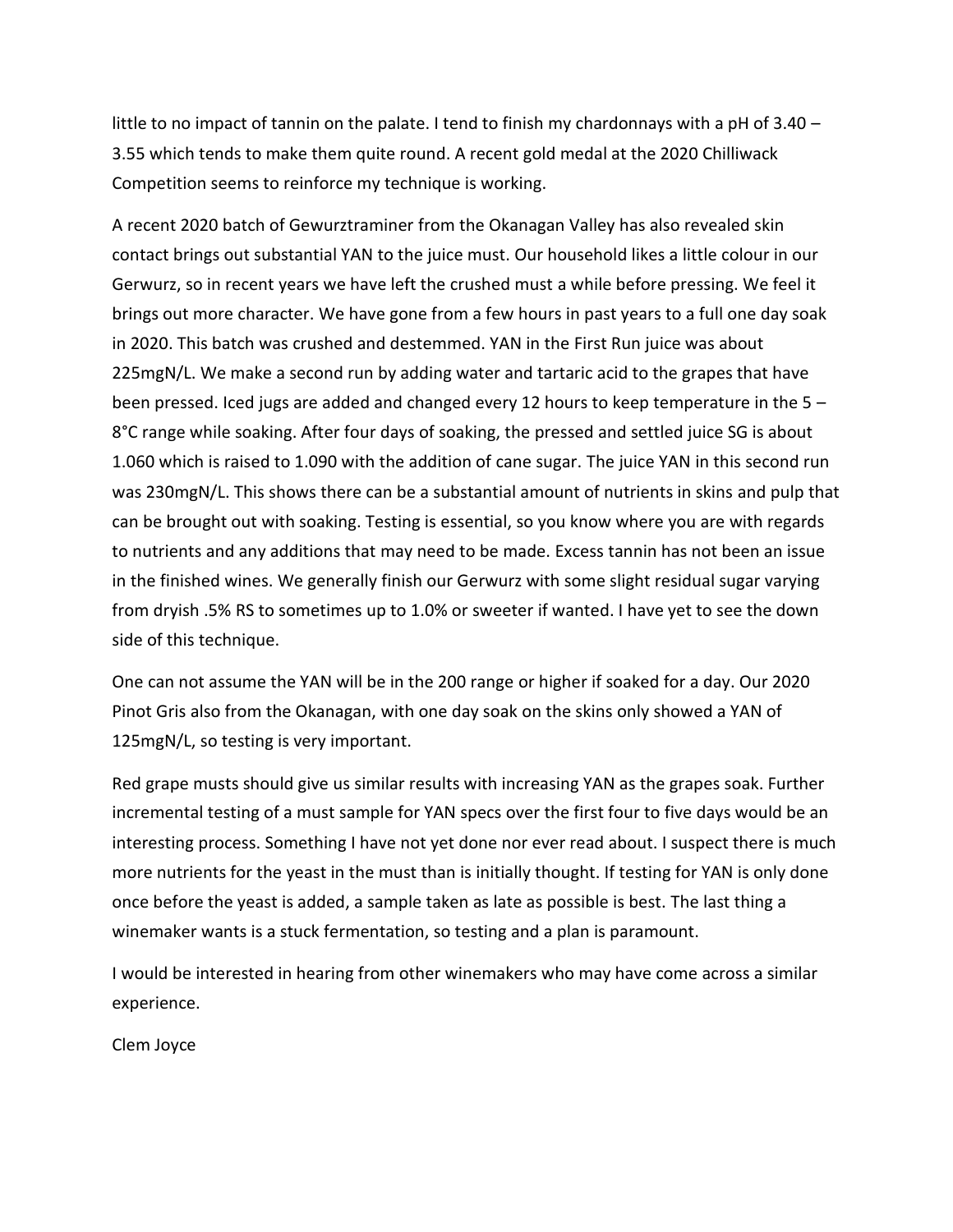little to no impact of tannin on the palate. I tend to finish my chardonnays with a pH of 3.40 – 3.55 which tends to make them quite round. A recent gold medal at the 2020 Chilliwack Competition seems to reinforce my technique is working.

A recent 2020 batch of Gewurztraminer from the Okanagan Valley has also revealed skin contact brings out substantial YAN to the juice must. Our household likes a little colour in our Gerwurz, so in recent years we have left the crushed must a while before pressing. We feel it brings out more character. We have gone from a few hours in past years to a full one day soak in 2020. This batch was crushed and destemmed. YAN in the First Run juice was about 225mgN/L. We make a second run by adding water and tartaric acid to the grapes that have been pressed. Iced jugs are added and changed every 12 hours to keep temperature in the 5 – 8°C range while soaking. After four days of soaking, the pressed and settled juice SG is about 1.060 which is raised to 1.090 with the addition of cane sugar. The juice YAN in this second run was 230mgN/L. This shows there can be a substantial amount of nutrients in skins and pulp that can be brought out with soaking. Testing is essential, so you know where you are with regards to nutrients and any additions that may need to be made. Excess tannin has not been an issue in the finished wines. We generally finish our Gerwurz with some slight residual sugar varying from dryish .5% RS to sometimes up to 1.0% or sweeter if wanted. I have yet to see the down side of this technique.

One can not assume the YAN will be in the 200 range or higher if soaked for a day. Our 2020 Pinot Gris also from the Okanagan, with one day soak on the skins only showed a YAN of 125mgN/L, so testing is very important.

Red grape musts should give us similar results with increasing YAN as the grapes soak. Further incremental testing of a must sample for YAN specs over the first four to five days would be an interesting process. Something I have not yet done nor ever read about. I suspect there is much more nutrients for the yeast in the must than is initially thought. If testing for YAN is only done once before the yeast is added, a sample taken as late as possible is best. The last thing a winemaker wants is a stuck fermentation, so testing and a plan is paramount.

I would be interested in hearing from other winemakers who may have come across a similar experience.

Clem Joyce